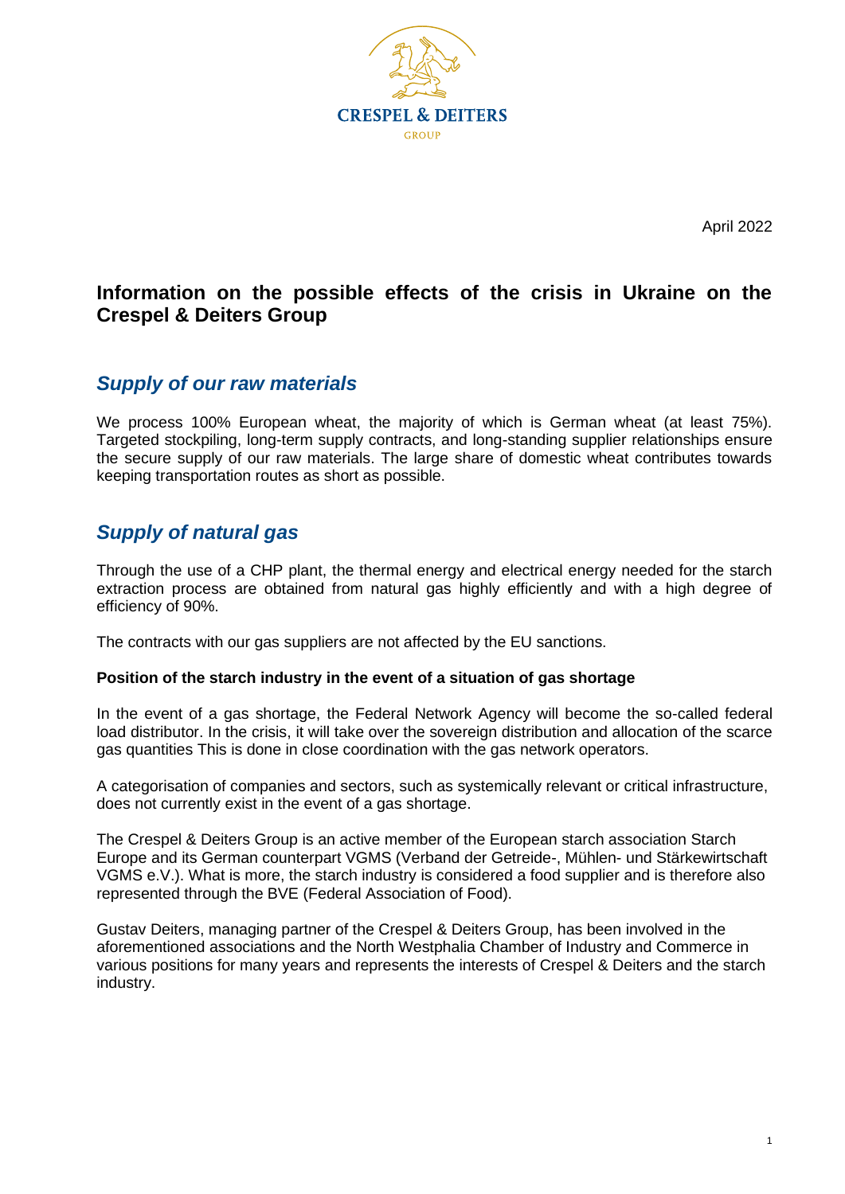CRESPEL & DEITERS

GROUP

April 2022

# Information on the possible effects of the crisis in Ukraine on the Crespel & Deiters Group

## *Supply of our raw materials*

We process 100% European wheat, the majority of which is German wheat (at least 75%). Targeted stockpiling, long-term supply contracts, and long-standing supplier relationships ensure the secure supply of our raw materials. The large share of domestic wheat contributes towards keeping transportation routes as short as possible.

## *Supply of natural gas*

Through the use of a CHP plant, the thermal energy and electrical energy needed for the starch extraction process are obtained from natural gas highly efficiently and with a high degree of efficiency of 90%.

The contracts with our gas suppliers are not affected by the EU sanctions.

### Position of the starch industry in the event of a situation of gas shortage

In the event of a gas shortage, the Federal Network Agency will become the so-called federal load distributor. In the crisis, it will take over the sovereign distribution and allocation of the scarce gas quantities This is done in close coordination with the gas network operators.

A categorisation of companies and sectors, such as systemically relevant or critical infrastructure, does not currently exist in the event of a gas shortage.

The Crespel & Deiters Group is an active member of the European starch association Starch Europe and its German counterpart VGMS (Verband der Getreide-, Mühlen- und Stärkewirtschaft VGMS e.V.). What is more, the starch industry is considered a food supplier and is therefore also represented through the BVE (Federal Association of Food).

Gustav Deiters, managing partner of the Crespel & Deiters Group, has been involved in the aforementioned associations and the North Westphalia Chamber of Industry and Commerce in various positions for many years and represents the interests of Crespel & Deiters and the starch industry.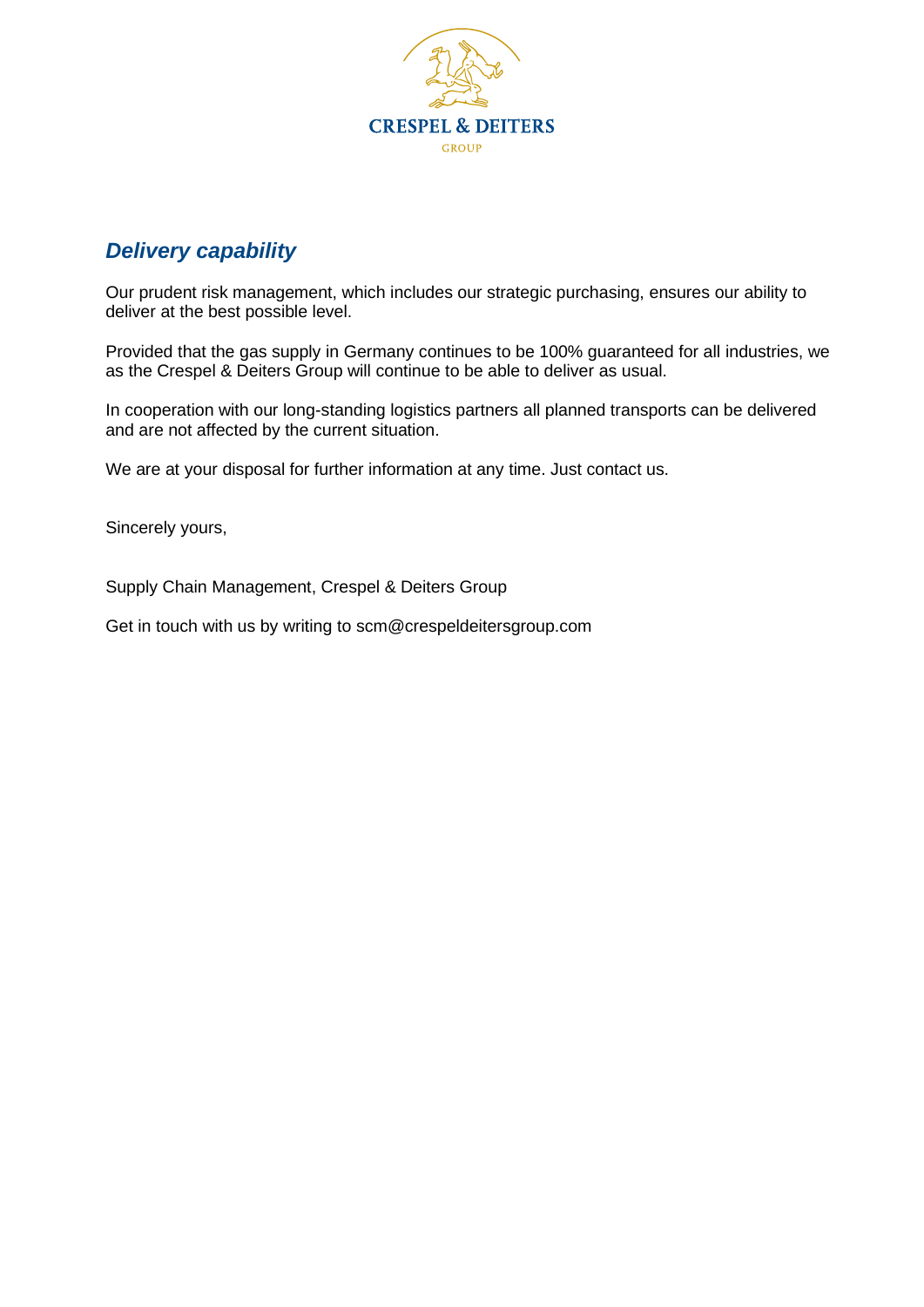## *Delivery capability*

Our prudent risk management, which includes our strategic purchasing, ensures our ability to deliver at the best possible level.

Provided that the gas supply in Germany continues to be 100% guaranteed for all industries, we as the Crespel & Deiters Group will continue to be able to deliver as usual.

In cooperation with our long-standing logistics partners all planned transports can be delivered and are not affected by the current situation.

We are at your disposal for further information at any time. Just contact us.

Sincerely yours,

Supply Chain Management, Crespel & Deiters Group

Get in touch with us by writing to scm@crespeldeitersgroup.com